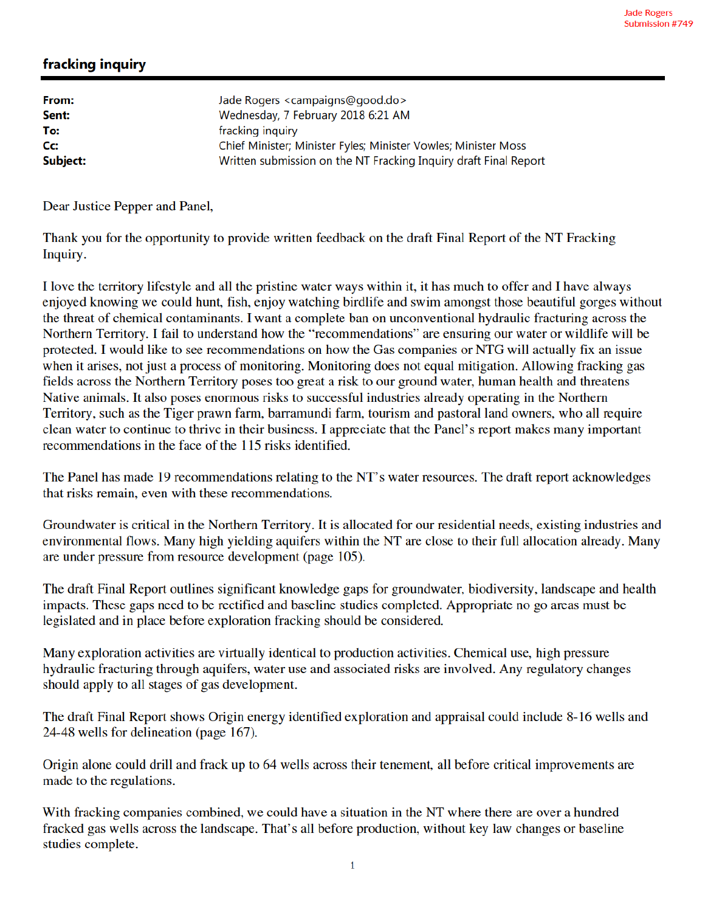Jade Rogers
Submission #749

## fracking inquiry

| | |
|---|---|
| **From:** | Jade Rogers <campaigns@good.do> |
| **Sent:** | Wednesday, 7 February 2018 6:21 AM |
| **To:** | fracking inquiry |
| **Cc:** | Chief Minister; Minister Fyles; Minister Vowles; Minister Moss |
| **Subject:** | Written submission on the NT Fracking Inquiry draft Final Report |

Dear Justice Pepper and Panel,

Thank you for the opportunity to provide written feedback on the draft Final Report of the NT Fracking Inquiry.

I love the territory lifestyle and all the pristine water ways within it, it has much to offer and I have always enjoyed knowing we could hunt, fish, enjoy watching birdlife and swim amongst those beautiful gorges without the threat of chemical contaminants. I want a complete ban on unconventional hydraulic fracturing across the Northern Territory. I fail to understand how the "recommendations" are ensuring our water or wildlife will be protected. I would like to see recommendations on how the Gas companies or NTG will actually fix an issue when it arises, not just a process of monitoring. Monitoring does not equal mitigation. Allowing fracking gas fields across the Northern Territory poses too great a risk to our ground water, human health and threatens Native animals. It also poses enormous risks to successful industries already operating in the Northern Territory, such as the Tiger prawn farm, barramundi farm, tourism and pastoral land owners, who all require clean water to continue to thrive in their business. I appreciate that the Panel's report makes many important recommendations in the face of the 115 risks identified.

The Panel has made 19 recommendations relating to the NT's water resources. The draft report acknowledges that risks remain, even with these recommendations.

Groundwater is critical in the Northern Territory. It is allocated for our residential needs, existing industries and environmental flows. Many high yielding aquifers within the NT are close to their full allocation already. Many are under pressure from resource development (page 105).

The draft Final Report outlines significant knowledge gaps for groundwater, biodiversity, landscape and health impacts. These gaps need to be rectified and baseline studies completed. Appropriate no go areas must be legislated and in place before exploration fracking should be considered.

Many exploration activities are virtually identical to production activities. Chemical use, high pressure hydraulic fracturing through aquifers, water use and associated risks are involved. Any regulatory changes should apply to all stages of gas development.

The draft Final Report shows Origin energy identified exploration and appraisal could include 8-16 wells and 24-48 wells for delineation (page 167).

Origin alone could drill and frack up to 64 wells across their tenement, all before critical improvements are made to the regulations.

With fracking companies combined, we could have a situation in the NT where there are over a hundred fracked gas wells across the landscape. That's all before production, without key law changes or baseline studies complete.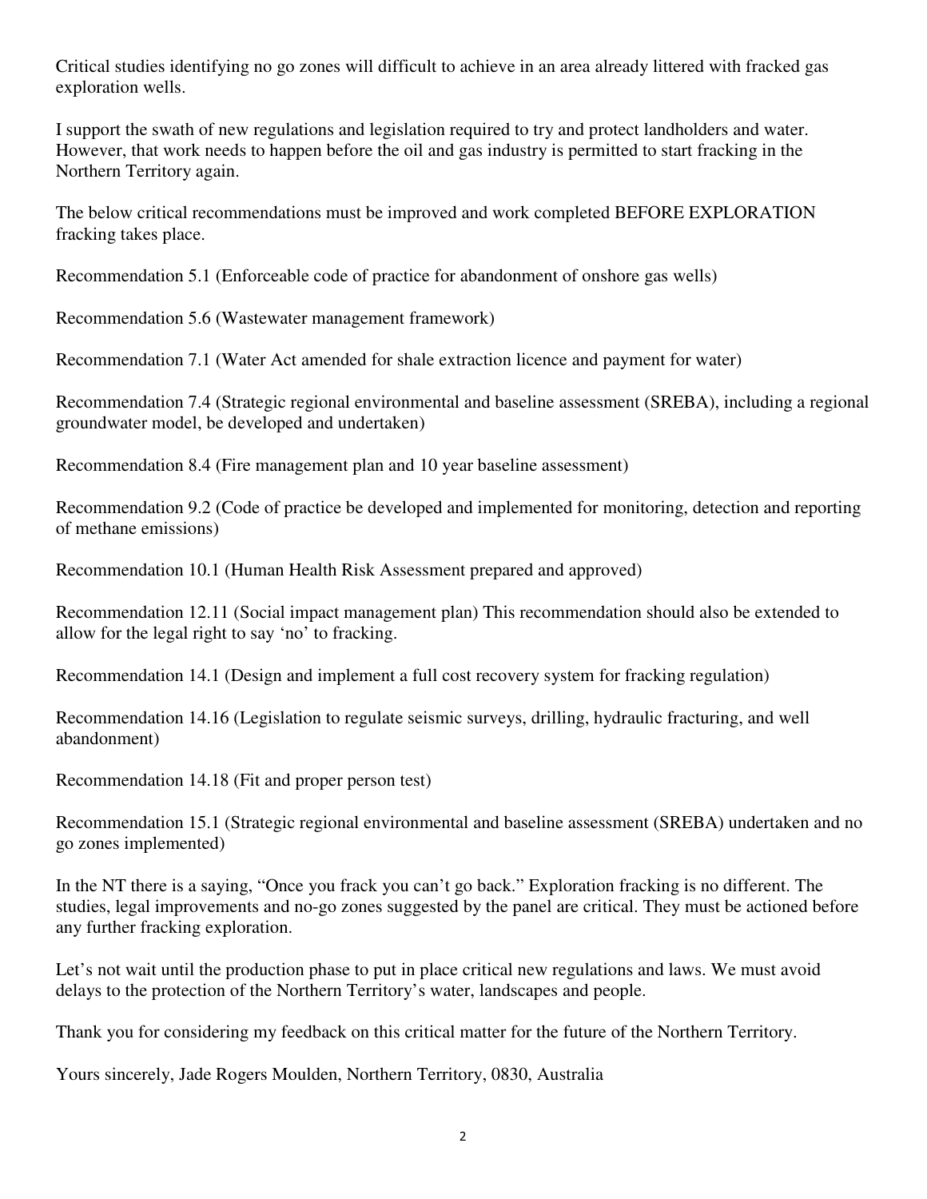Critical studies identifying no go zones will difficult to achieve in an area already littered with fracked gas exploration wells.

I support the swath of new regulations and legislation required to try and protect landholders and water. However, that work needs to happen before the oil and gas industry is permitted to start fracking in the Northern Territory again.

The below critical recommendations must be improved and work completed BEFORE EXPLORATION fracking takes place.

Recommendation 5.1 (Enforceable code of practice for abandonment of onshore gas wells)

Recommendation 5.6 (Wastewater management framework)

Recommendation 7.1 (Water Act amended for shale extraction licence and payment for water)

Recommendation 7.4 (Strategic regional environmental and baseline assessment (SREBA), including a regional groundwater model, be developed and undertaken)

Recommendation 8.4 (Fire management plan and 10 year baseline assessment)

Recommendation 9.2 (Code of practice be developed and implemented for monitoring, detection and reporting of methane emissions)

Recommendation 10.1 (Human Health Risk Assessment prepared and approved)

Recommendation 12.11 (Social impact management plan) This recommendation should also be extended to allow for the legal right to say 'no' to fracking.

Recommendation 14.1 (Design and implement a full cost recovery system for fracking regulation)

Recommendation 14.16 (Legislation to regulate seismic surveys, drilling, hydraulic fracturing, and well abandonment)

Recommendation 14.18 (Fit and proper person test)

Recommendation 15.1 (Strategic regional environmental and baseline assessment (SREBA) undertaken and no go zones implemented)

In the NT there is a saying, "Once you frack you can't go back." Exploration fracking is no different. The studies, legal improvements and no-go zones suggested by the panel are critical. They must be actioned before any further fracking exploration.

Let's not wait until the production phase to put in place critical new regulations and laws. We must avoid delays to the protection of the Northern Territory's water, landscapes and people.

Thank you for considering my feedback on this critical matter for the future of the Northern Territory.

Yours sincerely, Jade Rogers Moulden, Northern Territory, 0830, Australia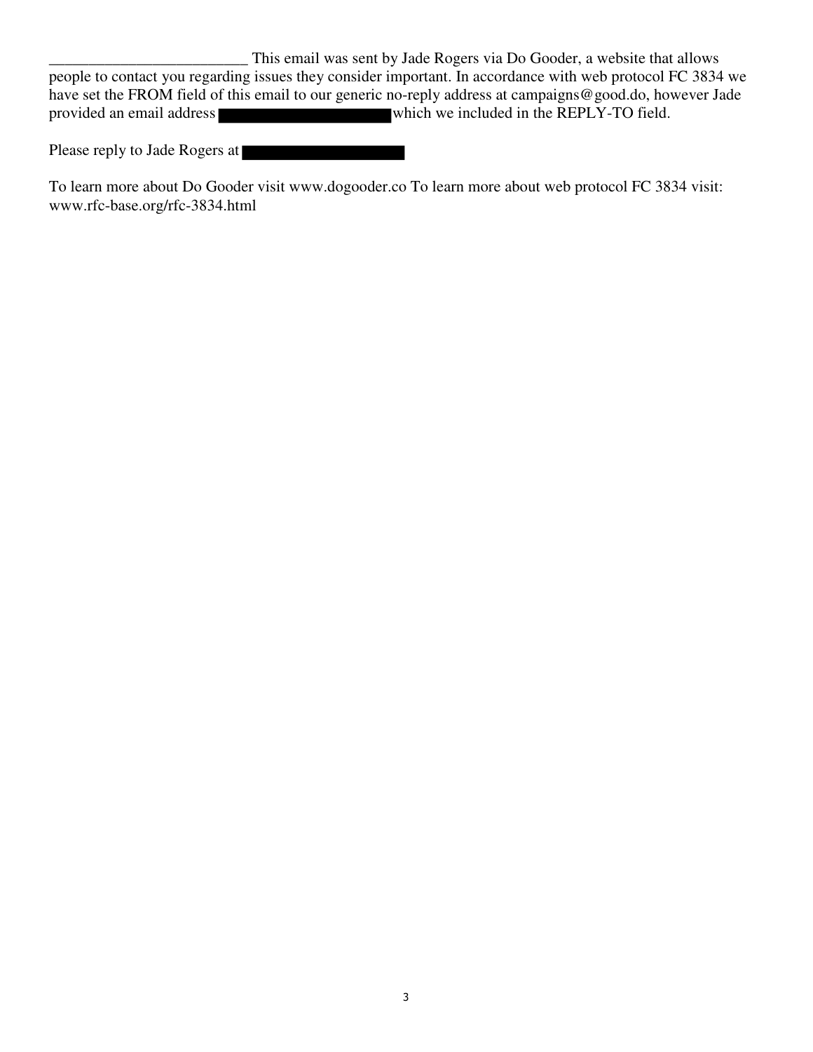_________________________ This email was sent by Jade Rogers via Do Gooder, a website that allows people to contact you regarding issues they consider important. In accordance with web protocol FC 3834 we have set the FROM field of this email to our generic no-reply address at campaigns@good.do, however Jade provided an email address ██████████████████ which we included in the REPLY-TO field.

Please reply to Jade Rogers at ██████████████████

To learn more about Do Gooder visit www.dogooder.co To learn more about web protocol FC 3834 visit: www.rfc-base.org/rfc-3834.html